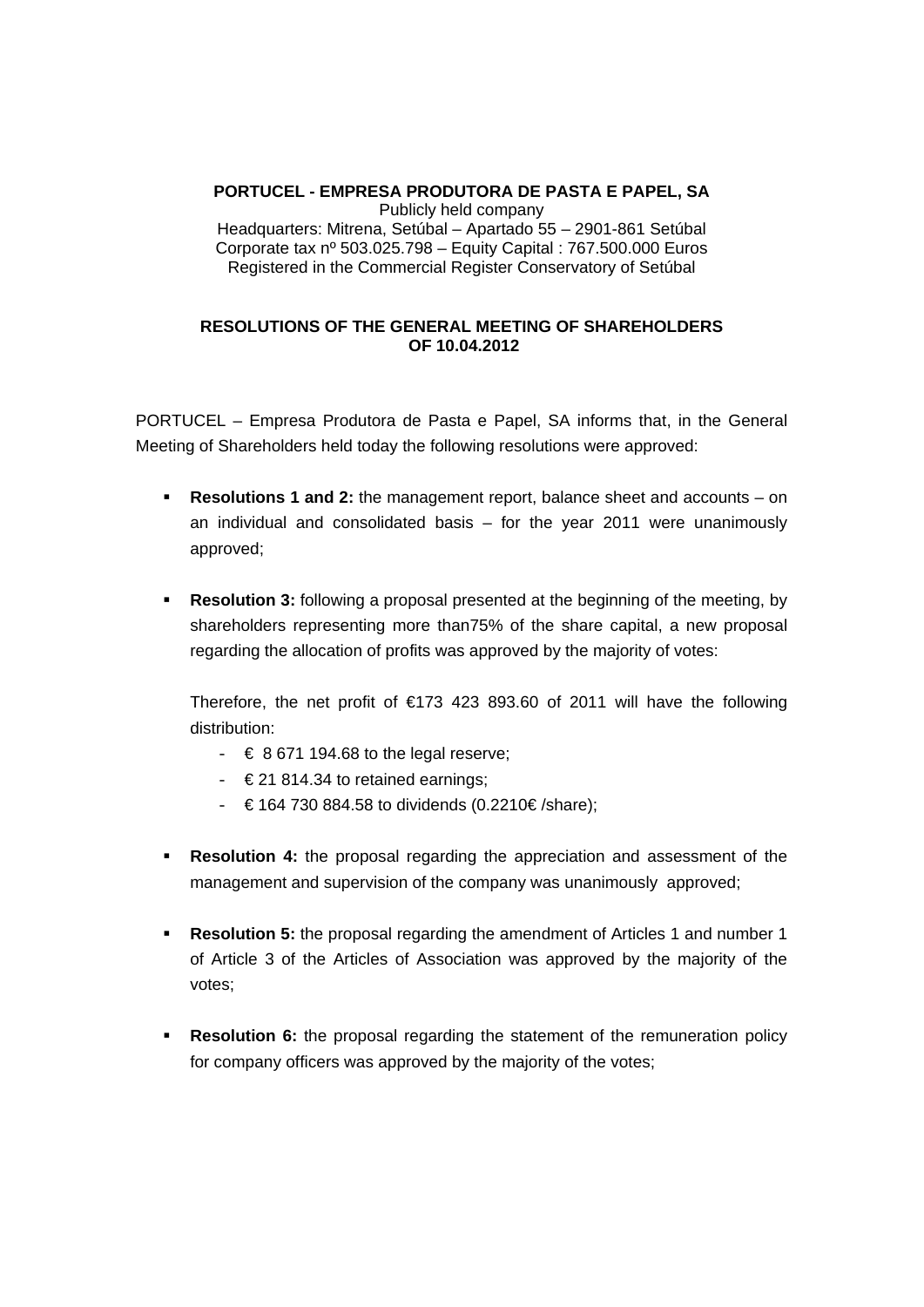**PORTUCEL - EMPRESA PRODUTORA DE PASTA E PAPEL, SA**
Publicly held company
Headquarters: Mitrena, Setúbal – Apartado 55 – 2901-861 Setúbal
Corporate tax nº 503.025.798 – Equity Capital : 767.500.000 Euros
Registered in the Commercial Register Conservatory of Setúbal

## RESOLUTIONS OF THE GENERAL MEETING OF SHAREHOLDERS OF 10.04.2012

PORTUCEL – Empresa Produtora de Pasta e Papel, SA informs that, in the General Meeting of Shareholders held today the following resolutions were approved:

- **Resolutions 1 and 2:** the management report, balance sheet and accounts – on an individual and consolidated basis – for the year 2011 were unanimously approved;

- **Resolution 3:** following a proposal presented at the beginning of the meeting, by shareholders representing more than75% of the share capital, a new proposal regarding the allocation of profits was approved by the majority of votes:

  Therefore, the net profit of €173 423 893.60 of 2011 will have the following distribution:
  - € 8 671 194.68 to the legal reserve;
  - € 21 814.34 to retained earnings;
  - € 164 730 884.58 to dividends (0.2210€ /share);

- **Resolution 4:** the proposal regarding the appreciation and assessment of the management and supervision of the company was unanimously approved;

- **Resolution 5:** the proposal regarding the amendment of Articles 1 and number 1 of Article 3 of the Articles of Association was approved by the majority of the votes;

- **Resolution 6:** the proposal regarding the statement of the remuneration policy for company officers was approved by the majority of the votes;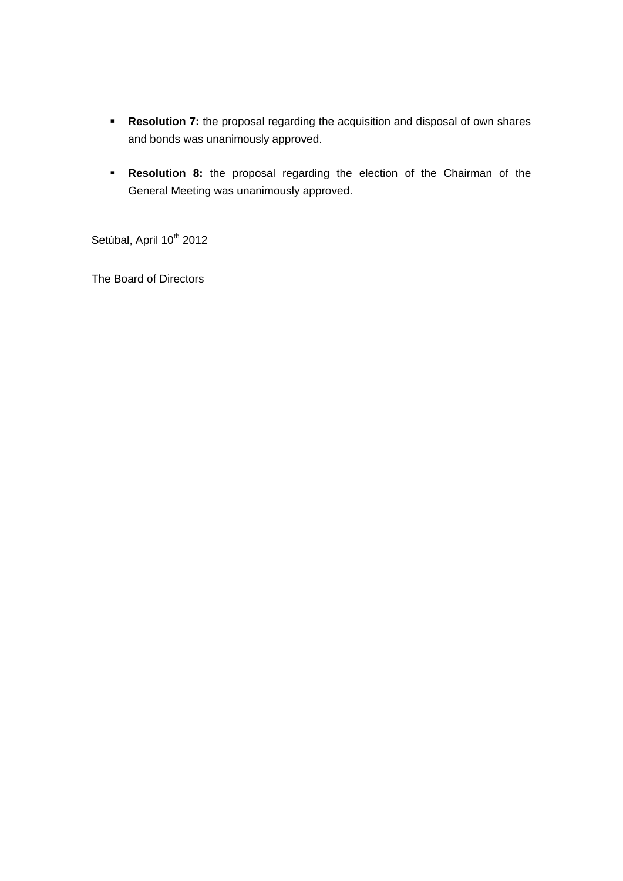- **Resolution 7:** the proposal regarding the acquisition and disposal of own shares and bonds was unanimously approved.

- **Resolution 8:** the proposal regarding the election of the Chairman of the General Meeting was unanimously approved.

Setúbal, April 10th 2012

The Board of Directors